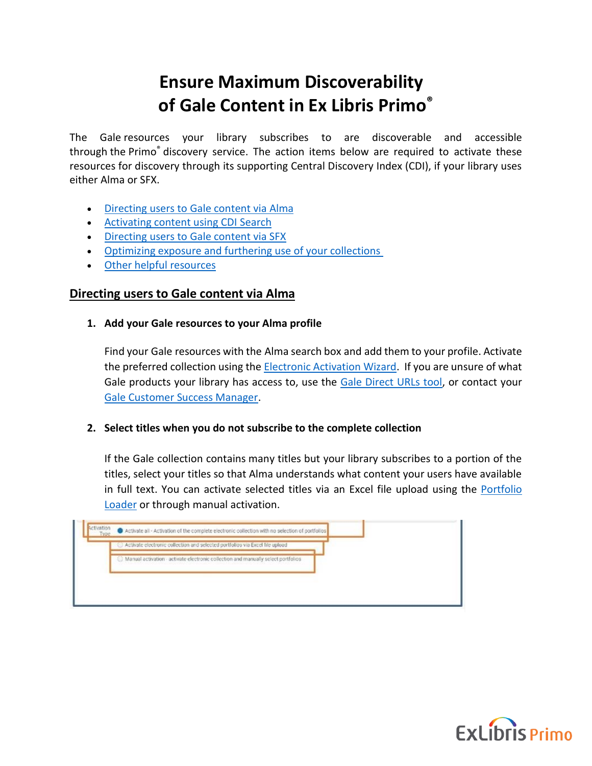# Ensure Maximum Discoverability of Gale Content in Ex Libris Primo®

The Gale resources your library subscribes to are discoverable and accessible through the Primo® discovery service. The action items below are required to activate these resources for discovery through its supporting Central Discovery Index (CDI), if your library uses either Alma or SFX.

- Directing users to Gale content via Alma
- Activating content using CDI Search
- Directing users to Gale content via SFX
- Optimizing exposure and furthering use of your collections
- Other helpful resources

## Directing users to Gale content via Alma

1. **Add your Gale resources to your Alma profile**

   Find your Gale resources with the Alma search box and add them to your profile. Activate the preferred collection using the Electronic Activation Wizard. If you are unsure of what Gale products your library has access to, use the Gale Direct URLs tool, or contact your Gale Customer Success Manager.

2. **Select titles when you do not subscribe to the complete collection**

   If the Gale collection contains many titles but your library subscribes to a portion of the titles, select your titles so that Alma understands what content your users have available in full text. You can activate selected titles via an Excel file upload using the Portfolio Loader or through manual activation.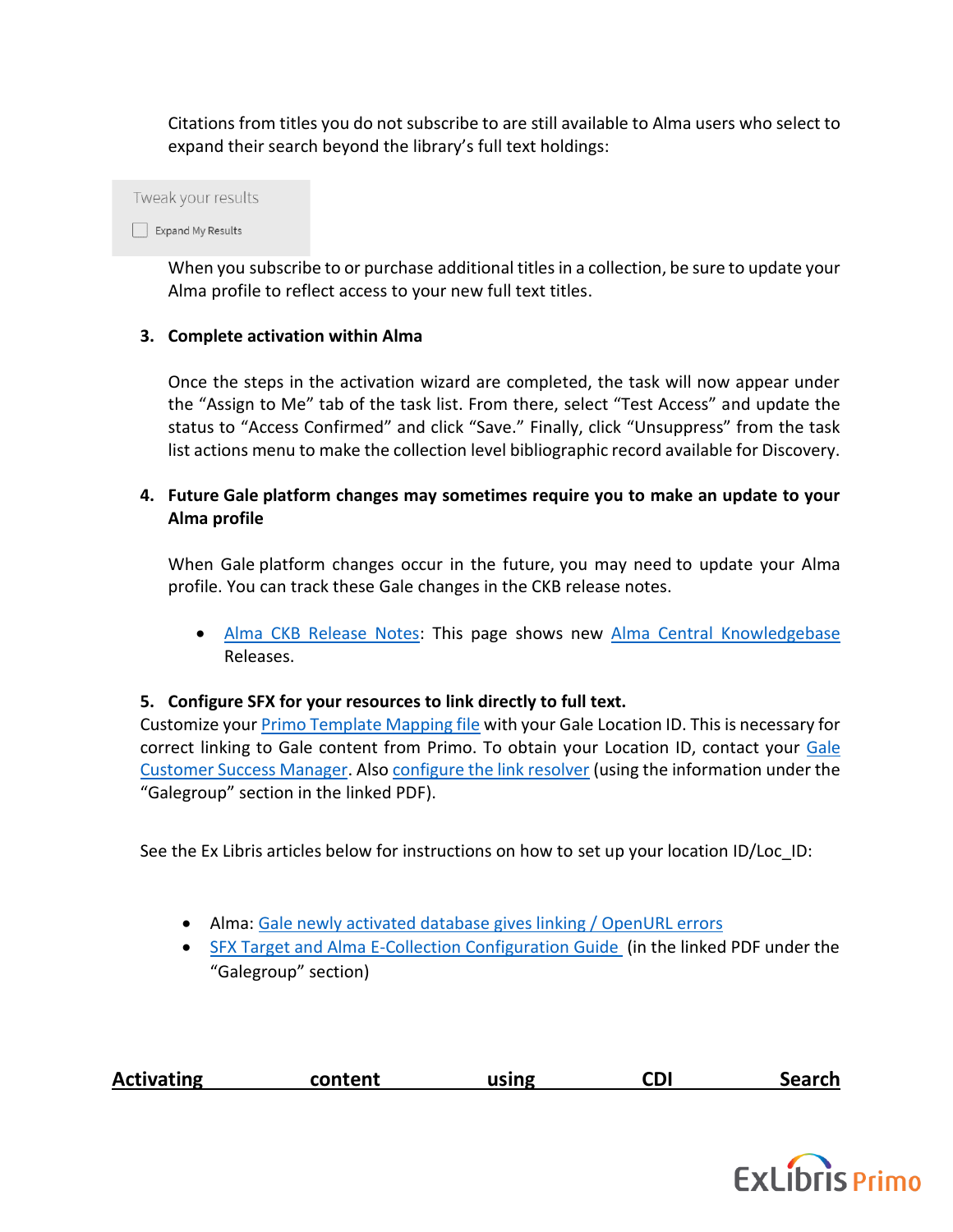Citations from titles you do not subscribe to are still available to Alma users who select to expand their search beyond the library's full text holdings:

Tweak your results

☐ Expand My Results

When you subscribe to or purchase additional titles in a collection, be sure to update your Alma profile to reflect access to your new full text titles.

3. **Complete activation within Alma**

   Once the steps in the activation wizard are completed, the task will now appear under the "Assign to Me" tab of the task list. From there, select "Test Access" and update the status to "Access Confirmed" and click "Save." Finally, click "Unsuppress" from the task list actions menu to make the collection level bibliographic record available for Discovery.

4. **Future Gale platform changes may sometimes require you to make an update to your Alma profile**

   When Gale platform changes occur in the future, you may need to update your Alma profile. You can track these Gale changes in the CKB release notes.

   - Alma CKB Release Notes: This page shows new Alma Central Knowledgebase Releases.

5. **Configure SFX for your resources to link directly to full text.**

Customize your Primo Template Mapping file with your Gale Location ID. This is necessary for correct linking to Gale content from Primo. To obtain your Location ID, contact your Gale Customer Success Manager. Also configure the link resolver (using the information under the "Galegroup" section in the linked PDF).

See the Ex Libris articles below for instructions on how to set up your location ID/Loc_ID:

- Alma: Gale newly activated database gives linking / OpenURL errors
- SFX Target and Alma E-Collection Configuration Guide (in the linked PDF under the "Galegroup" section)

## Activating content using CDI Search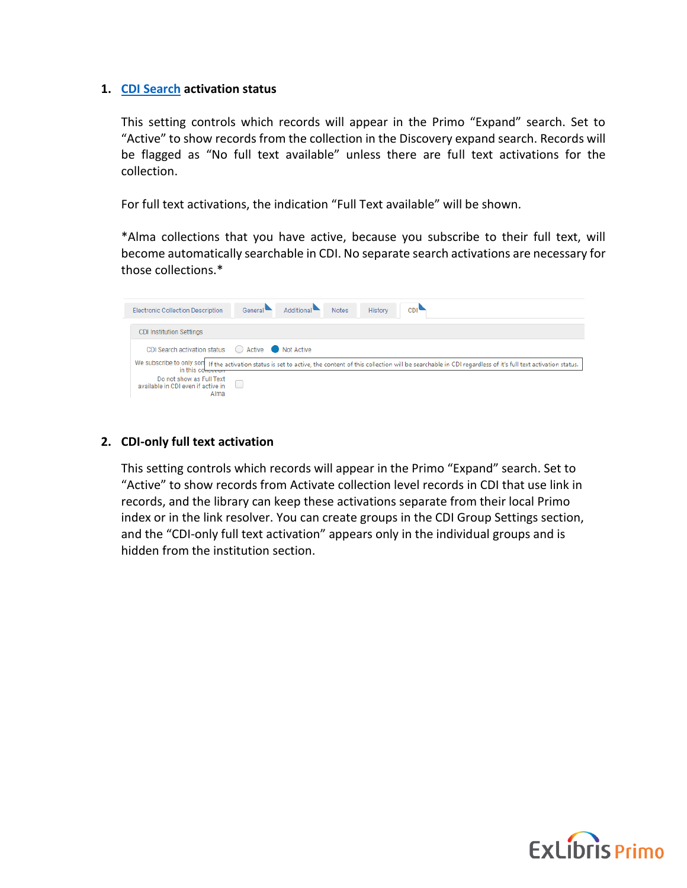1. **[CDI Search](#) activation status**

   This setting controls which records will appear in the Primo "Expand" search. Set to "Active" to show records from the collection in the Discovery expand search. Records will be flagged as "No full text available" unless there are full text activations for the collection.

   For full text activations, the indication "Full Text available" will be shown.

   *Alma collections that you have active, because you subscribe to their full text, will become automatically searchable in CDI. No separate search activations are necessary for those collections.*

2. **CDI-only full text activation**

   This setting controls which records will appear in the Primo "Expand" search. Set to "Active" to show records from Activate collection level records in CDI that use link in records, and the library can keep these activations separate from their local Primo index or in the link resolver. You can create groups in the CDI Group Settings section, and the "CDI-only full text activation" appears only in the individual groups and is hidden from the institution section.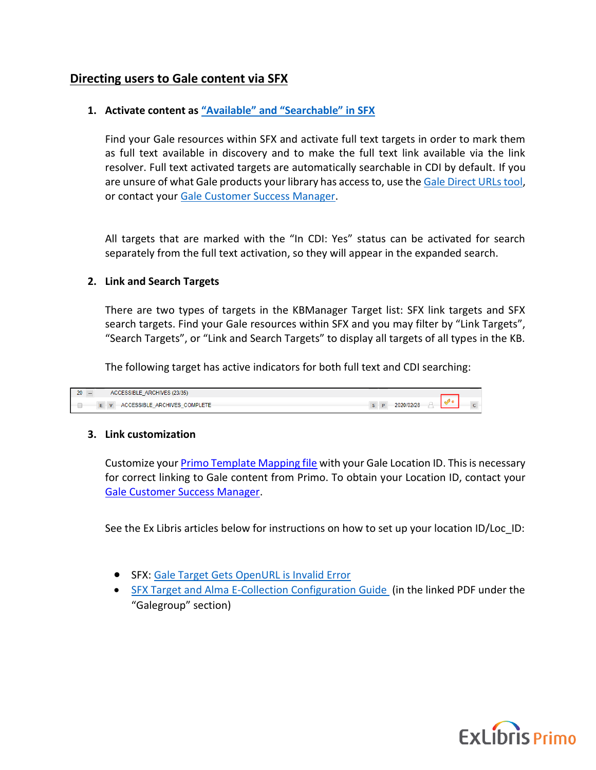## Directing users to Gale content via SFX

1. **Activate content as "Available" and "Searchable" in SFX**

   Find your Gale resources within SFX and activate full text targets in order to mark them as full text available in discovery and to make the full text link available via the link resolver. Full text activated targets are automatically searchable in CDI by default. If you are unsure of what Gale products your library has access to, use the Gale Direct URLs tool, or contact your Gale Customer Success Manager.

   All targets that are marked with the "In CDI: Yes" status can be activated for search separately from the full text activation, so they will appear in the expanded search.

2. **Link and Search Targets**

   There are two types of targets in the KBManager Target list: SFX link targets and SFX search targets. Find your Gale resources within SFX and you may filter by "Link Targets", "Search Targets", or "Link and Search Targets" to display all targets of all types in the KB.

   The following target has active indicators for both full text and CDI searching:

   | 20 | – | ACCESSIBLE_ARCHIVES (23/35) | | | | |
   |---|---|---|---|---|---|---|
   | | E V | ACCESSIBLE_ARCHIVES_COMPLETE | S P | 2020/02/28 | | C |

3. **Link customization**

   Customize your Primo Template Mapping file with your Gale Location ID. This is necessary for correct linking to Gale content from Primo. To obtain your Location ID, contact your Gale Customer Success Manager.

   See the Ex Libris articles below for instructions on how to set up your location ID/Loc_ID:

   - SFX: Gale Target Gets OpenURL is Invalid Error
   - SFX Target and Alma E-Collection Configuration Guide (in the linked PDF under the "Galegroup" section)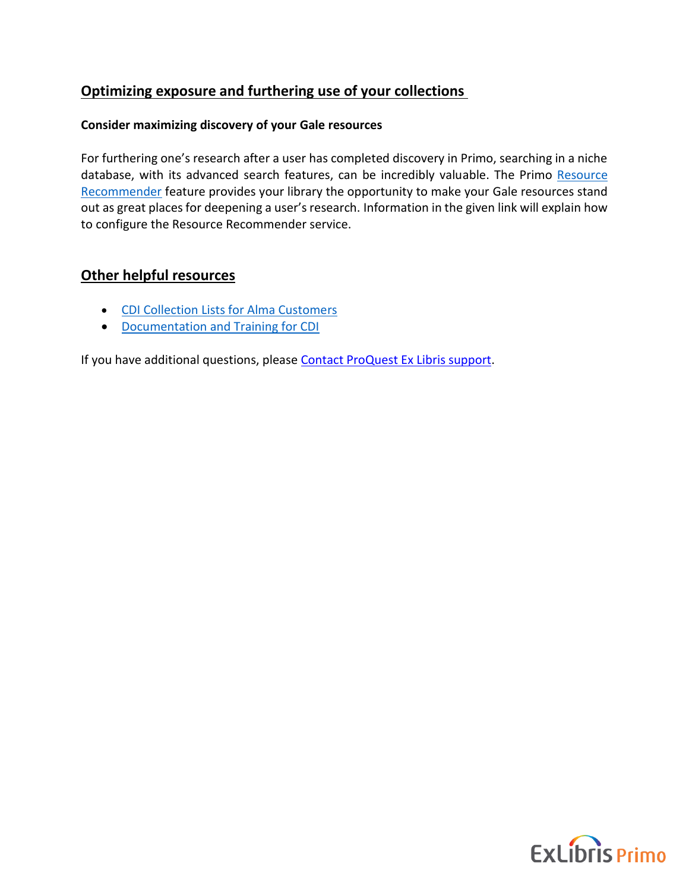## Optimizing exposure and furthering use of your collections

### Consider maximizing discovery of your Gale resources

For furthering one's research after a user has completed discovery in Primo, searching in a niche database, with its advanced search features, can be incredibly valuable. The Primo Resource Recommender feature provides your library the opportunity to make your Gale resources stand out as great places for deepening a user's research. Information in the given link will explain how to configure the Resource Recommender service.

## Other helpful resources

- CDI Collection Lists for Alma Customers
- Documentation and Training for CDI

If you have additional questions, please Contact ProQuest Ex Libris support.